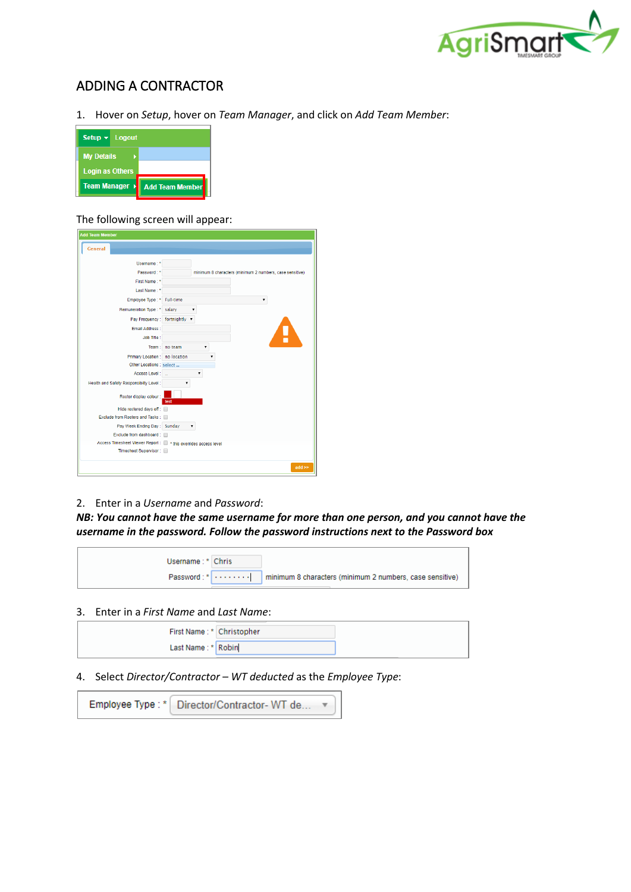# ADDING A CONTRACTOR

1. Hover on *Setup*, hover on *Team Manager*, and click on *Add Team Member*:

The following screen will appear:

2. Enter in a *Username* and *Password*:

***NB: You cannot have the same username for more than one person, and you cannot have the username in the password. Follow the password instructions next to the Password box***

3. Enter in a *First Name* and *Last Name*:

4. Select *Director/Contractor – WT deducted* as the *Employee Type*: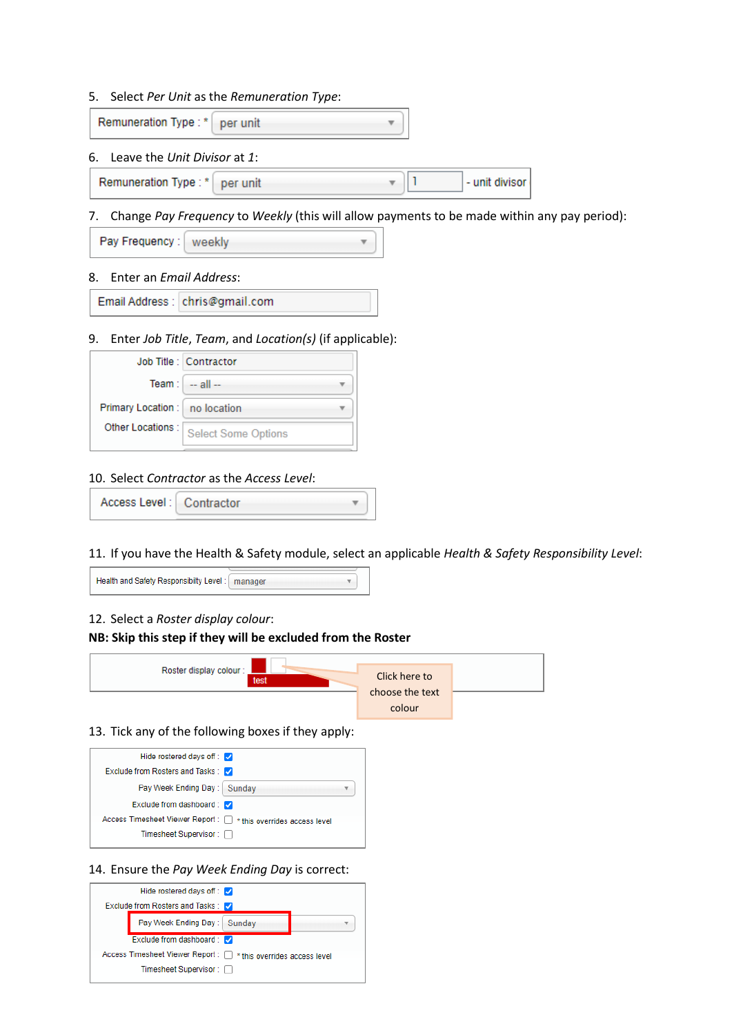5. Select *Per Unit* as the *Remuneration Type*:

Remuneration Type : * per unit

6. Leave the *Unit Divisor* at *1*:

Remuneration Type : * per unit 1 - unit divisor

7. Change *Pay Frequency* to *Weekly* (this will allow payments to be made within any pay period):

Pay Frequency : weekly

8. Enter an *Email Address*:

Email Address : chris@gmail.com

9. Enter *Job Title*, *Team*, and *Location(s)* (if applicable):

Job Title : Contractor
Team : -- all --
Primary Location : no location
Other Locations : Select Some Options

10. Select *Contractor* as the *Access Level*:

Access Level : Contractor

11. If you have the Health & Safety module, select an applicable *Health & Safety Responsibility Level*:

Health and Safety Responsibilty Level : manager

12. Select a *Roster display colour*:

**NB: Skip this step if they will be excluded from the Roster**

Roster display colour : test

Click here to choose the text colour

13. Tick any of the following boxes if they apply:

Hide rostered days off : ☑
Exclude from Rosters and Tasks : ☑
Pay Week Ending Day : Sunday
Exclude from dashboard : ☑
Access Timesheet Viewer Report : ☐ * this overrides access level
Timesheet Supervisor : ☐

14. Ensure the *Pay Week Ending Day* is correct:

Hide rostered days off : ☑
Exclude from Rosters and Tasks : ☑
Pay Week Ending Day : Sunday
Exclude from dashboard : ☑
Access Timesheet Viewer Report : ☐ * this overrides access level
Timesheet Supervisor : ☐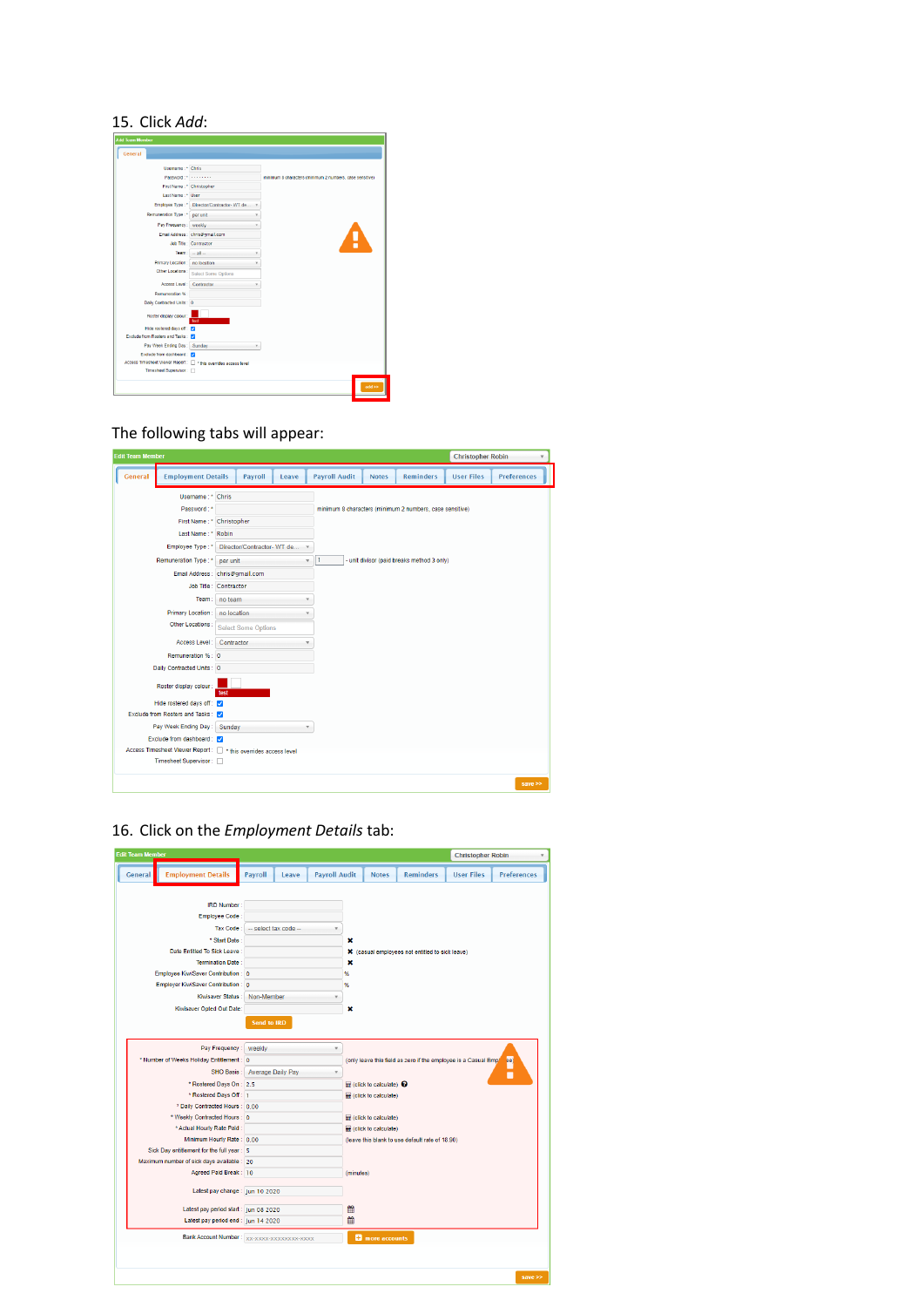15. Click *Add*:

The following tabs will appear:

16. Click on the *Employment Details* tab: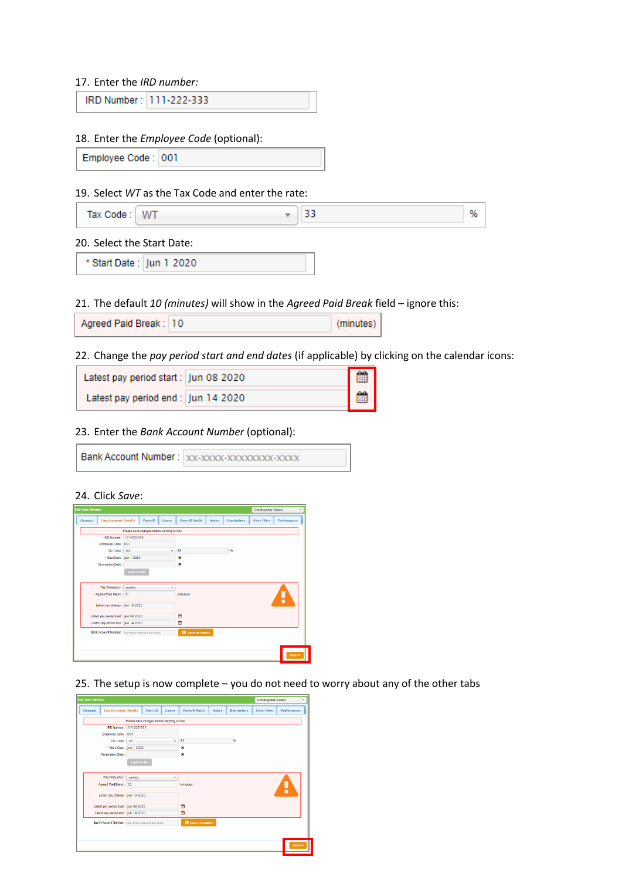17. Enter the *IRD number:*

IRD Number : 111-222-333

18. Enter the *Employee Code* (optional):

Employee Code : 001

19. Select *WT* as the Tax Code and enter the rate:

Tax Code : WT 33 %

20. Select the Start Date:

\* Start Date : Jun 1 2020

21. The default *10 (minutes)* will show in the *Agreed Paid Break* field – ignore this:

Agreed Paid Break : 10 (minutes)

22. Change the *pay period start and end dates* (if applicable) by clicking on the calendar icons:

Latest pay period start : Jun 08 2020

Latest pay period end : Jun 14 2020

23. Enter the *Bank Account Number* (optional):

Bank Account Number : XX-XXXX-XXXXXXX-XXXX

24. Click *Save*:

25. The setup is now complete – you do not need to worry about any of the other tabs